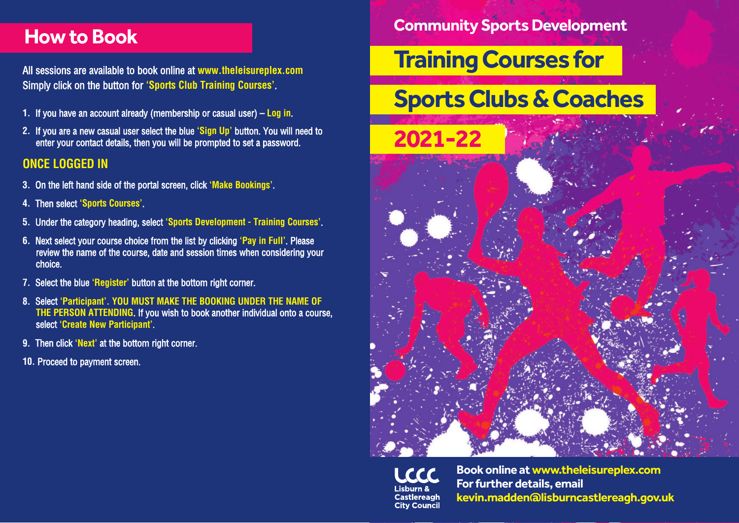## How to Book

All sessions are available to book online at **www.theleisureplex.com**
Simply click on the button for **'Sports Club Training Courses'**.

1. If you have an account already (membership or casual user) – **Log in**.
2. If you are a new casual user select the blue **'Sign Up'** button. You will need to enter your contact details, then you will be prompted to set a password.

### ONCE LOGGED IN

3. On the left hand side of the portal screen, click **'Make Bookings'**.
4. Then select **'Sports Courses'**.
5. Under the category heading, select **'Sports Development - Training Courses'**.
6. Next select your course choice from the list by clicking **'Pay in Full'**. Please review the name of the course, date and session times when considering your choice.
7. Select the blue **'Register'** button at the bottom right corner.
8. Select **'Participant'**. **YOU MUST MAKE THE BOOKING UNDER THE NAME OF THE PERSON ATTENDING**. If you wish to book another individual onto a course, select **'Create New Participant'**.
9. Then click **'Next'** at the bottom right corner.
10. Proceed to payment screen.

**Community Sports Development**

# Training Courses for Sports Clubs & Coaches

## 2021-22

LCCC
Lisburn & Castlereagh City Council

**Book online at www.theleisureplex.com**
**For further details, email kevin.madden@lisburncastlereagh.gov.uk**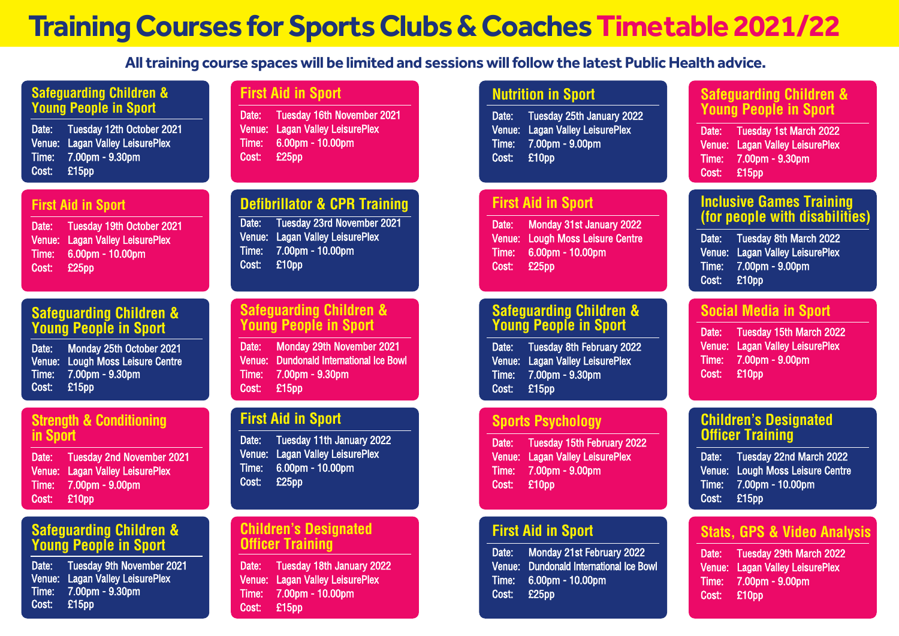# Training Courses for Sports Clubs & Coaches Timetable 2021/22

**All training course spaces will be limited and sessions will follow the latest Public Health advice.**

### Safeguarding Children & Young People in Sport

Date: Tuesday 12th October 2021
Venue: Lagan Valley LeisurePlex
Time: 7.00pm - 9.30pm
Cost: £15pp

### First Aid in Sport

Date: Tuesday 19th October 2021
Venue: Lagan Valley LeisurePlex
Time: 6.00pm - 10.00pm
Cost: £25pp

### Safeguarding Children & Young People in Sport

Date: Monday 25th October 2021
Venue: Lough Moss Leisure Centre
Time: 7.00pm - 9.30pm
Cost: £15pp

### Strength & Conditioning in Sport

Date: Tuesday 2nd November 2021
Venue: Lagan Valley LeisurePlex
Time: 7.00pm - 9.00pm
Cost: £10pp

### Safeguarding Children & Young People in Sport

Date: Tuesday 9th November 2021
Venue: Lagan Valley LeisurePlex
Time: 7.00pm - 9.30pm
Cost: £15pp

### First Aid in Sport

Date: Tuesday 16th November 2021
Venue: Lagan Valley LeisurePlex
Time: 6.00pm - 10.00pm
Cost: £25pp

### Defibrillator & CPR Training

Date: Tuesday 23rd November 2021
Venue: Lagan Valley LeisurePlex
Time: 7.00pm - 10.00pm
Cost: £10pp

### Safeguarding Children & Young People in Sport

Date: Monday 29th November 2021
Venue: Dundonald International Ice Bowl
Time: 7.00pm - 9.30pm
Cost: £15pp

### First Aid in Sport

Date: Tuesday 11th January 2022
Venue: Lagan Valley LeisurePlex
Time: 6.00pm - 10.00pm
Cost: £25pp

### Children's Designated Officer Training

Date: Tuesday 18th January 2022
Venue: Lagan Valley LeisurePlex
Time: 7.00pm - 10.00pm
Cost: £15pp

### Nutrition in Sport

Date: Tuesday 25th January 2022
Venue: Lagan Valley LeisurePlex
Time: 7.00pm - 9.00pm
Cost: £10pp

### First Aid in Sport

Date: Monday 31st January 2022
Venue: Lough Moss Leisure Centre
Time: 6.00pm - 10.00pm
Cost: £25pp

### Safeguarding Children & Young People in Sport

Date: Tuesday 8th February 2022
Venue: Lagan Valley LeisurePlex
Time: 7.00pm - 9.30pm
Cost: £15pp

### Sports Psychology

Date: Tuesday 15th February 2022
Venue: Lagan Valley LeisurePlex
Time: 7.00pm - 9.00pm
Cost: £10pp

### First Aid in Sport

Date: Monday 21st February 2022
Venue: Dundonald International Ice Bowl
Time: 6.00pm - 10.00pm
Cost: £25pp

### Safeguarding Children & Young People in Sport

Date: Tuesday 1st March 2022
Venue: Lagan Valley LeisurePlex
Time: 7.00pm - 9.30pm
Cost: £15pp

### Inclusive Games Training (for people with disabilities)

Date: Tuesday 8th March 2022
Venue: Lagan Valley LeisurePlex
Time: 7.00pm - 9.00pm
Cost: £10pp

### Social Media in Sport

Date: Tuesday 15th March 2022
Venue: Lagan Valley LeisurePlex
Time: 7.00pm - 9.00pm
Cost: £10pp

### Children's Designated Officer Training

Date: Tuesday 22nd March 2022
Venue: Lough Moss Leisure Centre
Time: 7.00pm - 10.00pm
Cost: £15pp

### Stats, GPS & Video Analysis

Date: Tuesday 29th March 2022
Venue: Lagan Valley LeisurePlex
Time: 7.00pm - 9.00pm
Cost: £10pp